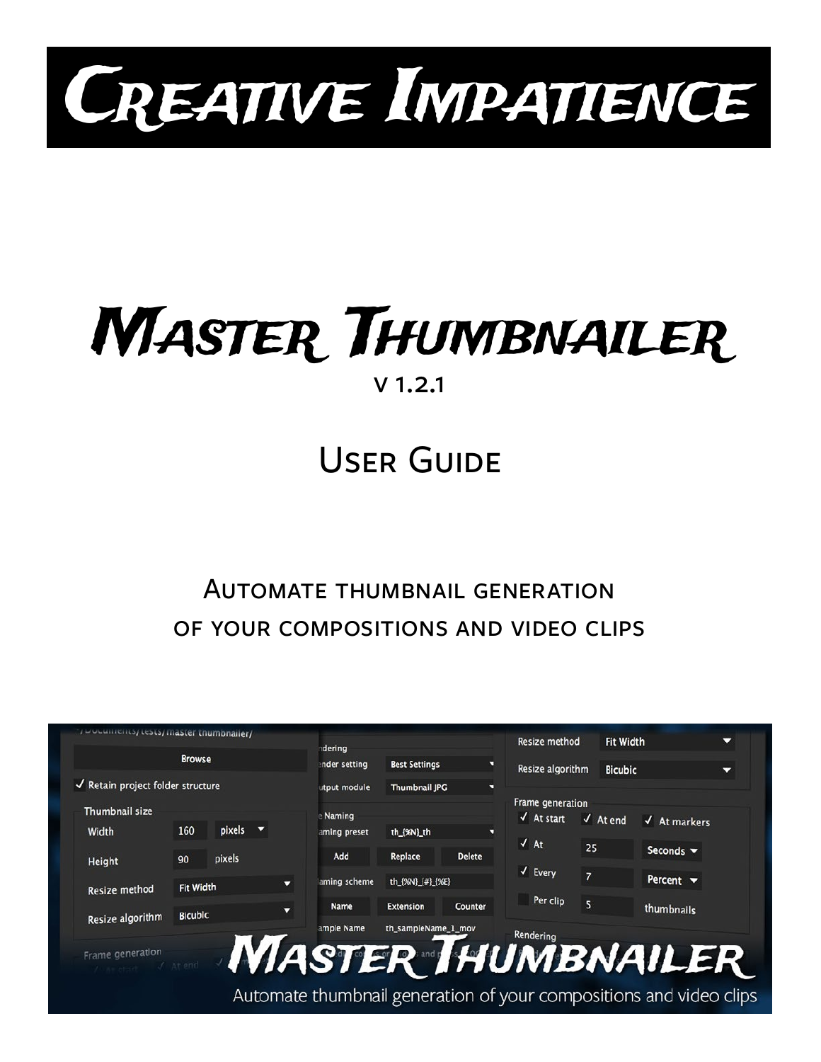# Creative Impatience

# Master Thumbnailer

v 1.2.1

## User Guide

Automate thumbnail generation of your compositions and video clips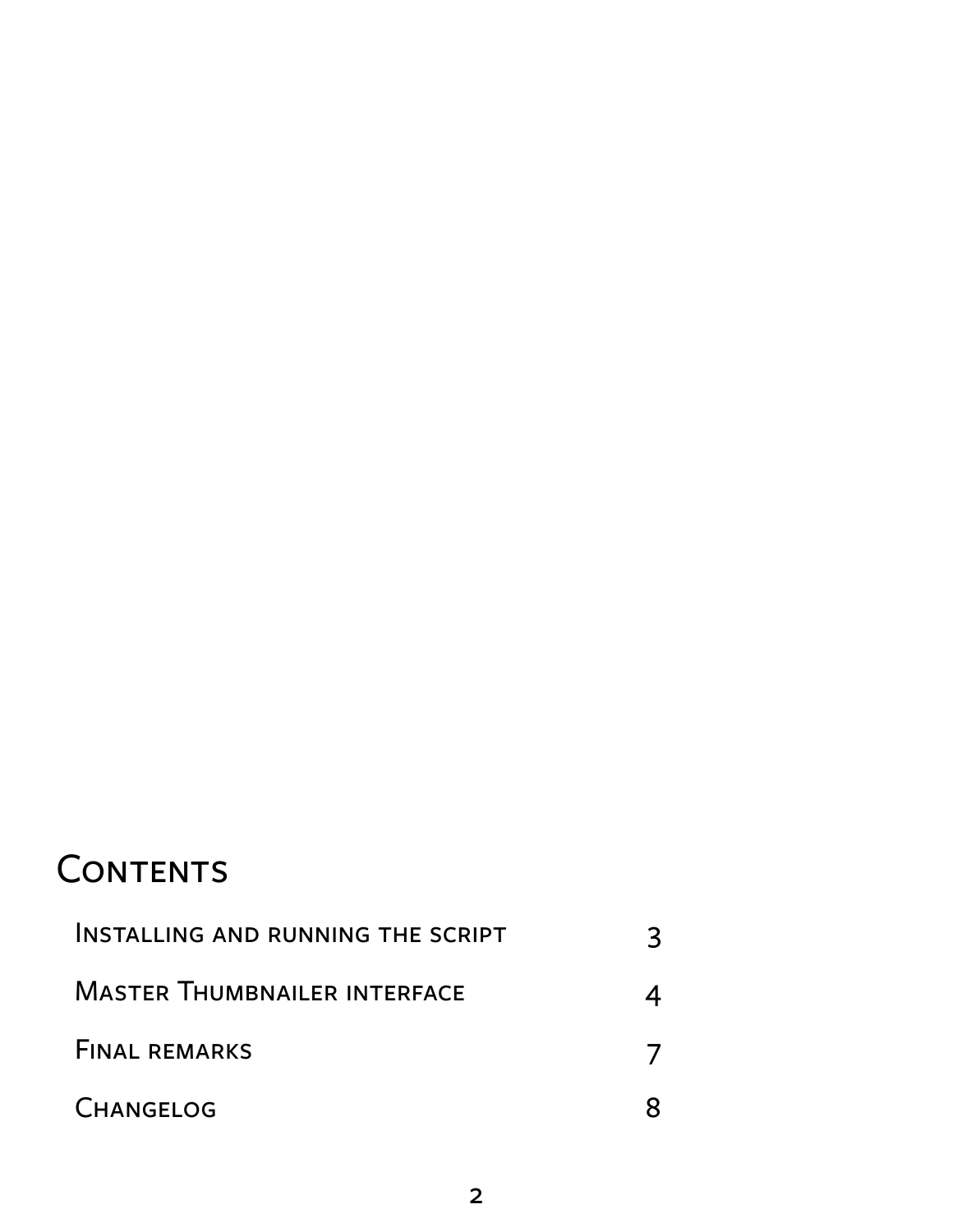# Contents

| | |
|---|---|
| Installing and running the script | 3 |
| Master Thumbnailer interface | 4 |
| Final remarks | 7 |
| Changelog | 8 |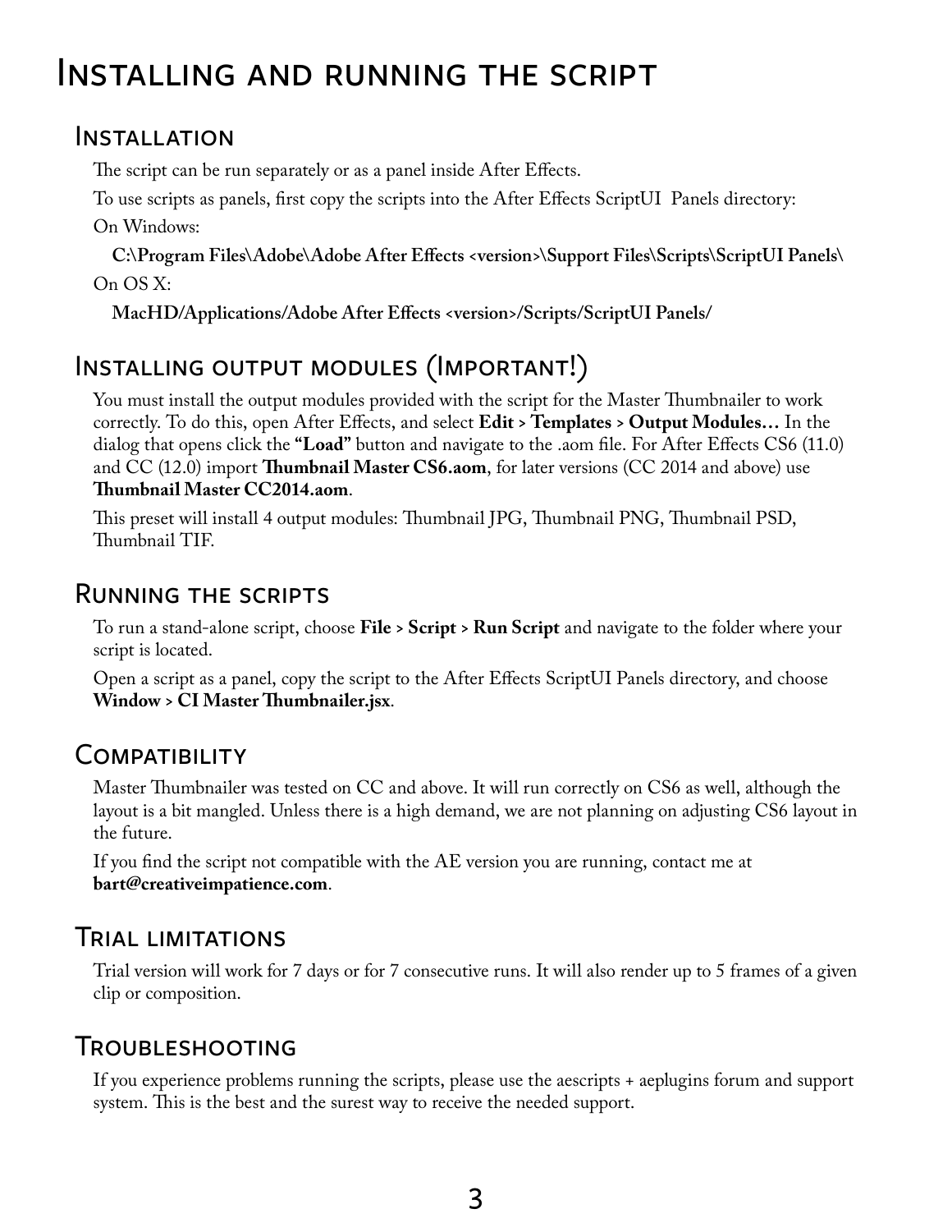# Installing and running the script

## Installation

The script can be run separately or as a panel inside After Effects.

To use scripts as panels, first copy the scripts into the After Effects ScriptUI Panels directory:

On Windows:

**C:\Program Files\Adobe\Adobe After Effects <version>\Support Files\Scripts\ScriptUI Panels\**

On OS X:

**MacHD/Applications/Adobe After Effects <version>/Scripts/ScriptUI Panels/**

## Installing output modules (Important!)

You must install the output modules provided with the script for the Master Thumbnailer to work correctly. To do this, open After Effects, and select **Edit > Templates > Output Modules…** In the dialog that opens click the **"Load"** button and navigate to the .aom file. For After Effects CS6 (11.0) and CC (12.0) import **Thumbnail Master CS6.aom**, for later versions (CC 2014 and above) use **Thumbnail Master CC2014.aom**.

This preset will install 4 output modules: Thumbnail JPG, Thumbnail PNG, Thumbnail PSD, Thumbnail TIF.

## Running the scripts

To run a stand-alone script, choose **File > Script > Run Script** and navigate to the folder where your script is located.

Open a script as a panel, copy the script to the After Effects ScriptUI Panels directory, and choose **Window > CI Master Thumbnailer.jsx**.

## Compatibility

Master Thumbnailer was tested on CC and above. It will run correctly on CS6 as well, although the layout is a bit mangled. Unless there is a high demand, we are not planning on adjusting CS6 layout in the future.

If you find the script not compatible with the AE version you are running, contact me at **bart@creativeimpatience.com**.

## Trial limitations

Trial version will work for 7 days or for 7 consecutive runs. It will also render up to 5 frames of a given clip or composition.

## Troubleshooting

If you experience problems running the scripts, please use the aescripts + aeplugins forum and support system. This is the best and the surest way to receive the needed support.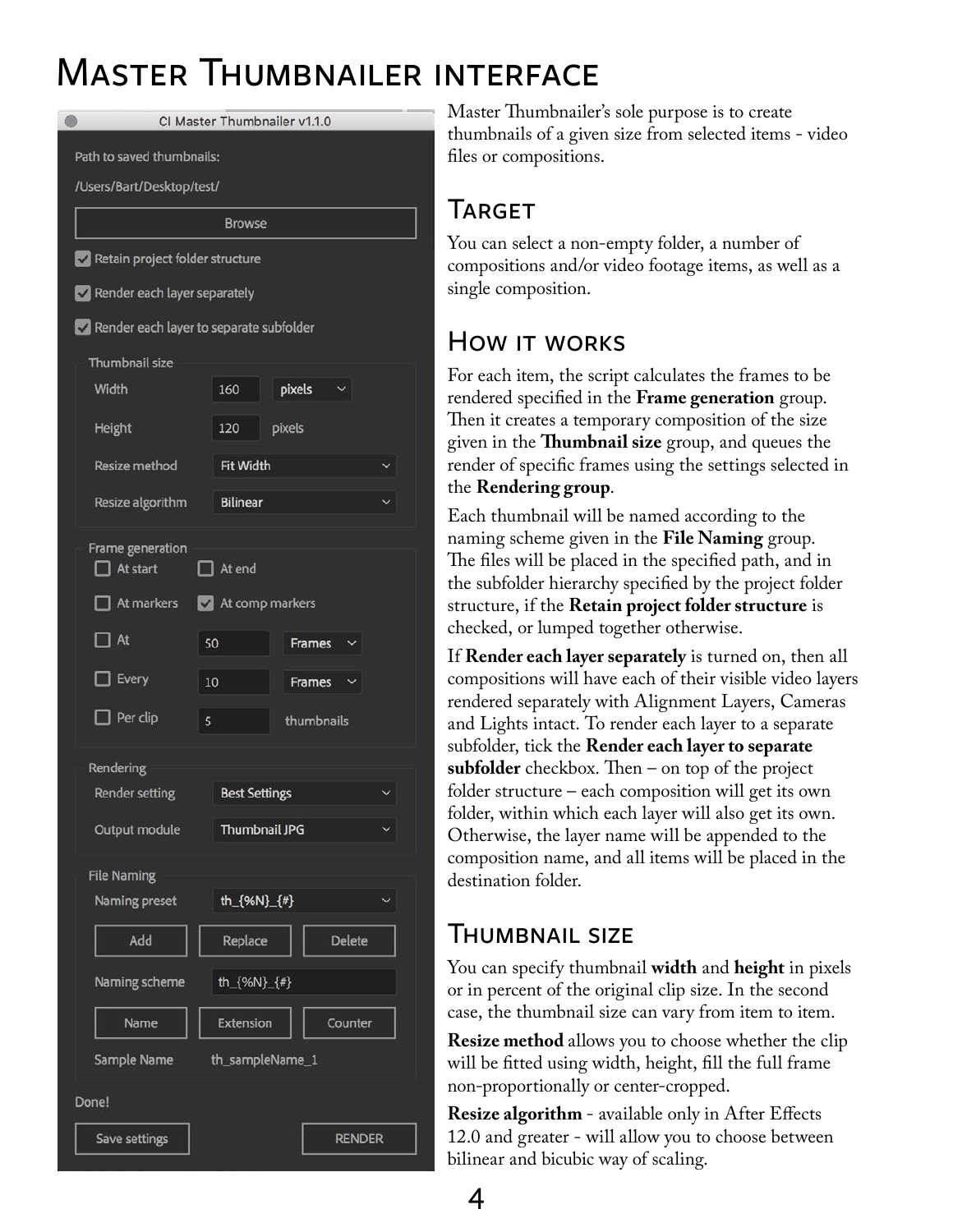# Master Thumbnailer interface

Master Thumbnailer's sole purpose is to create thumbnails of a given size from selected items - video files or compositions.

## Target

You can select a non-empty folder, a number of compositions and/or video footage items, as well as a single composition.

## How it works

For each item, the script calculates the frames to be rendered specified in the **Frame generation** group. Then it creates a temporary composition of the size given in the **Thumbnail size** group, and queues the render of specific frames using the settings selected in the **Rendering group**.

Each thumbnail will be named according to the naming scheme given in the **File Naming** group. The files will be placed in the specified path, and in the subfolder hierarchy specified by the project folder structure, if the **Retain project folder structure** is checked, or lumped together otherwise.

If **Render each layer separately** is turned on, then all compositions will have each of their visible video layers rendered separately with Alignment Layers, Cameras and Lights intact. To render each layer to a separate subfolder, tick the **Render each layer to separate subfolder** checkbox. Then – on top of the project folder structure – each composition will get its own folder, within which each layer will also get its own. Otherwise, the layer name will be appended to the composition name, and all items will be placed in the destination folder.

## Thumbnail size

You can specify thumbnail **width** and **height** in pixels or in percent of the original clip size. In the second case, the thumbnail size can vary from item to item.

**Resize method** allows you to choose whether the clip will be fitted using width, height, fill the full frame non-proportionally or center-cropped.

**Resize algorithm** - available only in After Effects 12.0 and greater - will allow you to choose between bilinear and bicubic way of scaling.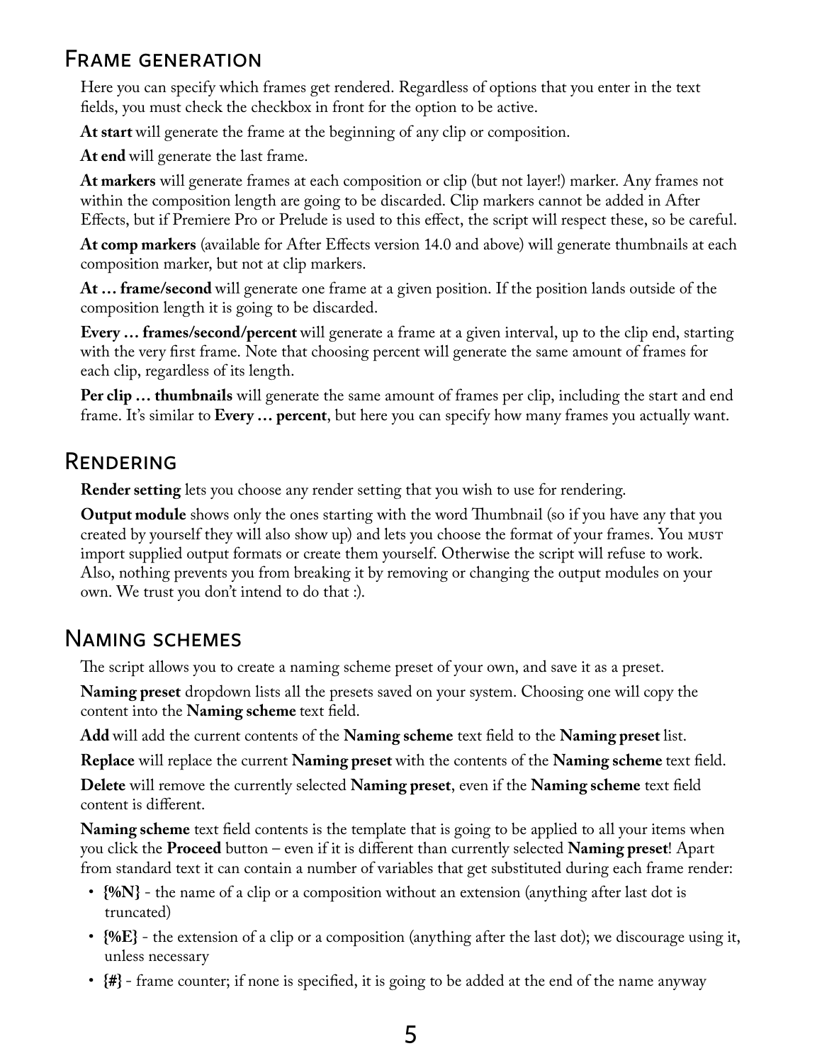## Frame generation

Here you can specify which frames get rendered. Regardless of options that you enter in the text fields, you must check the checkbox in front for the option to be active.

**At start** will generate the frame at the beginning of any clip or composition.

**At end** will generate the last frame.

**At markers** will generate frames at each composition or clip (but not layer!) marker. Any frames not within the composition length are going to be discarded. Clip markers cannot be added in After Effects, but if Premiere Pro or Prelude is used to this effect, the script will respect these, so be careful.

**At comp markers** (available for After Effects version 14.0 and above) will generate thumbnails at each composition marker, but not at clip markers.

**At … frame/second** will generate one frame at a given position. If the position lands outside of the composition length it is going to be discarded.

**Every … frames/second/percent** will generate a frame at a given interval, up to the clip end, starting with the very first frame. Note that choosing percent will generate the same amount of frames for each clip, regardless of its length.

**Per clip … thumbnails** will generate the same amount of frames per clip, including the start and end frame. It's similar to **Every … percent**, but here you can specify how many frames you actually want.

## Rendering

**Render setting** lets you choose any render setting that you wish to use for rendering.

**Output module** shows only the ones starting with the word Thumbnail (so if you have any that you created by yourself they will also show up) and lets you choose the format of your frames. You MUST import supplied output formats or create them yourself. Otherwise the script will refuse to work. Also, nothing prevents you from breaking it by removing or changing the output modules on your own. We trust you don't intend to do that :).

## Naming schemes

The script allows you to create a naming scheme preset of your own, and save it as a preset.

**Naming preset** dropdown lists all the presets saved on your system. Choosing one will copy the content into the **Naming scheme** text field.

**Add** will add the current contents of the **Naming scheme** text field to the **Naming preset** list.

**Replace** will replace the current **Naming preset** with the contents of the **Naming scheme** text field.

**Delete** will remove the currently selected **Naming preset**, even if the **Naming scheme** text field content is different.

**Naming scheme** text field contents is the template that is going to be applied to all your items when you click the **Proceed** button – even if it is different than currently selected **Naming preset**! Apart from standard text it can contain a number of variables that get substituted during each frame render:

- **{%N}** - the name of a clip or a composition without an extension (anything after last dot is truncated)
- **{%E}** - the extension of a clip or a composition (anything after the last dot); we discourage using it, unless necessary
- **{#}** - frame counter; if none is specified, it is going to be added at the end of the name anyway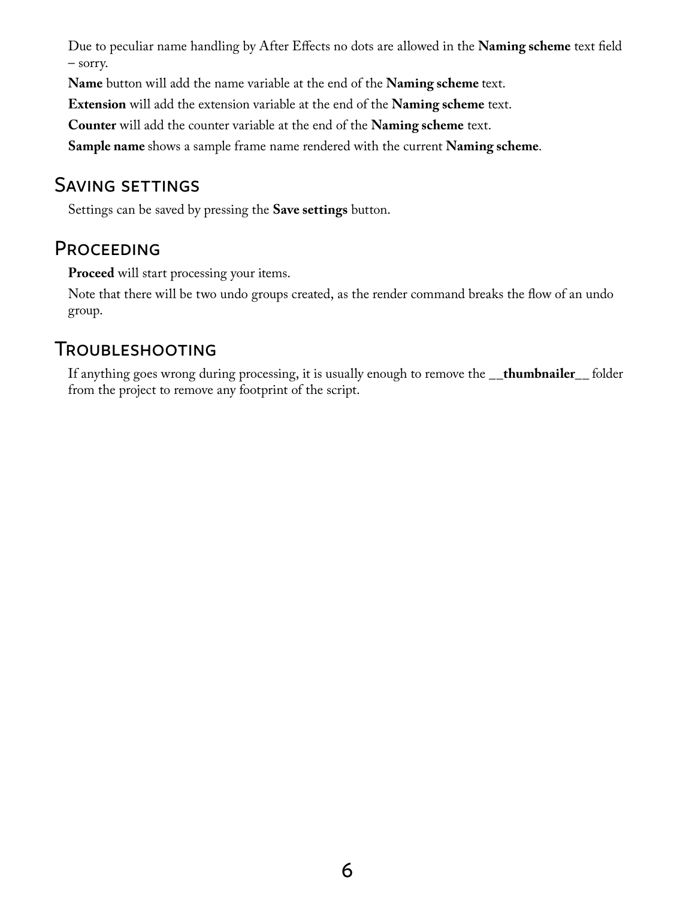Due to peculiar name handling by After Effects no dots are allowed in the **Naming scheme** text field – sorry.

**Name** button will add the name variable at the end of the **Naming scheme** text.

**Extension** will add the extension variable at the end of the **Naming scheme** text.

**Counter** will add the counter variable at the end of the **Naming scheme** text.

**Sample name** shows a sample frame name rendered with the current **Naming scheme**.

## Saving settings

Settings can be saved by pressing the **Save settings** button.

## Proceeding

**Proceed** will start processing your items.

Note that there will be two undo groups created, as the render command breaks the flow of an undo group.

## Troubleshooting

If anything goes wrong during processing, it is usually enough to remove the **__thumbnailer__** folder from the project to remove any footprint of the script.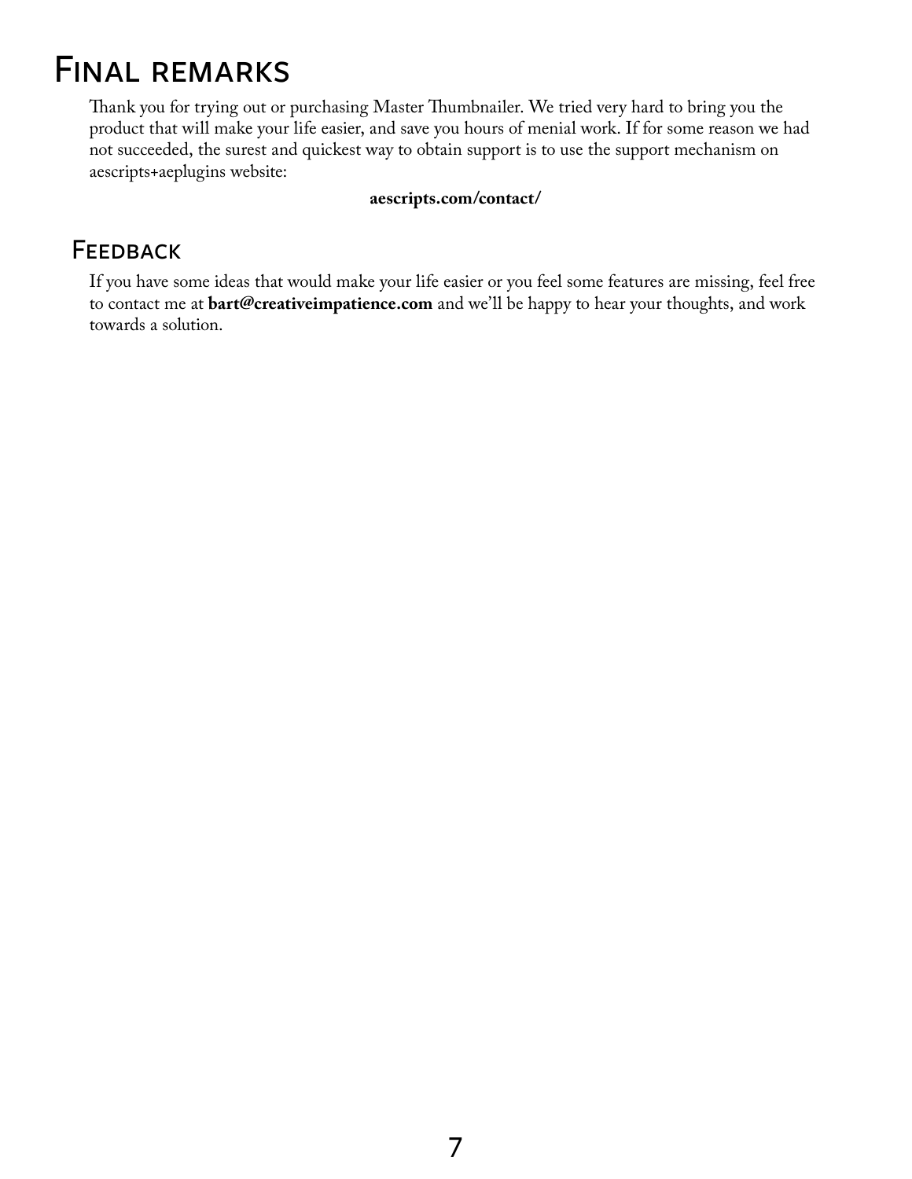# Final remarks

Thank you for trying out or purchasing Master Thumbnailer. We tried very hard to bring you the product that will make your life easier, and save you hours of menial work. If for some reason we had not succeeded, the surest and quickest way to obtain support is to use the support mechanism on aescripts+aeplugins website:

**aescripts.com/contact/**

## Feedback

If you have some ideas that would make your life easier or you feel some features are missing, feel free to contact me at **bart@creativeimpatience.com** and we'll be happy to hear your thoughts, and work towards a solution.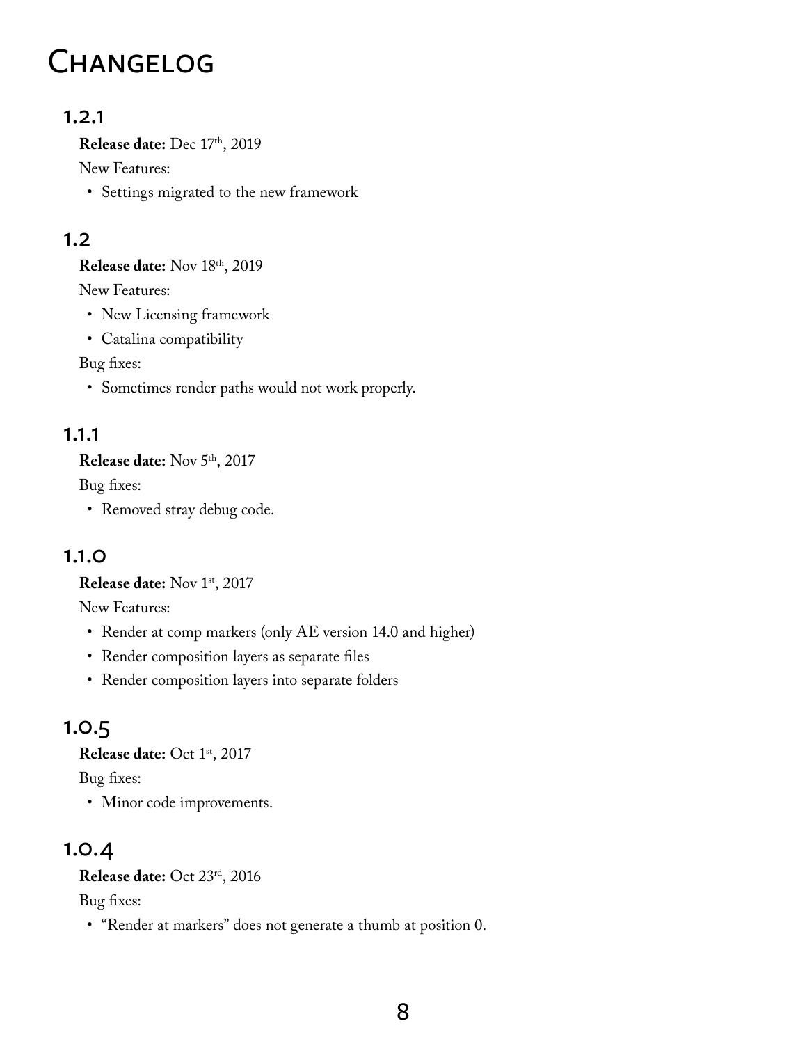# Changelog

## 1.2.1

**Release date:** Dec 17th, 2019

New Features:

- Settings migrated to the new framework

## 1.2

**Release date:** Nov 18th, 2019

New Features:

- New Licensing framework
- Catalina compatibility

Bug fixes:

- Sometimes render paths would not work properly.

## 1.1.1

**Release date:** Nov 5th, 2017

Bug fixes:

- Removed stray debug code.

## 1.1.0

**Release date:** Nov 1st, 2017

New Features:

- Render at comp markers (only AE version 14.0 and higher)
- Render composition layers as separate files
- Render composition layers into separate folders

## 1.0.5

**Release date:** Oct 1st, 2017

Bug fixes:

- Minor code improvements.

## 1.0.4

**Release date:** Oct 23rd, 2016

Bug fixes:

- "Render at markers" does not generate a thumb at position 0.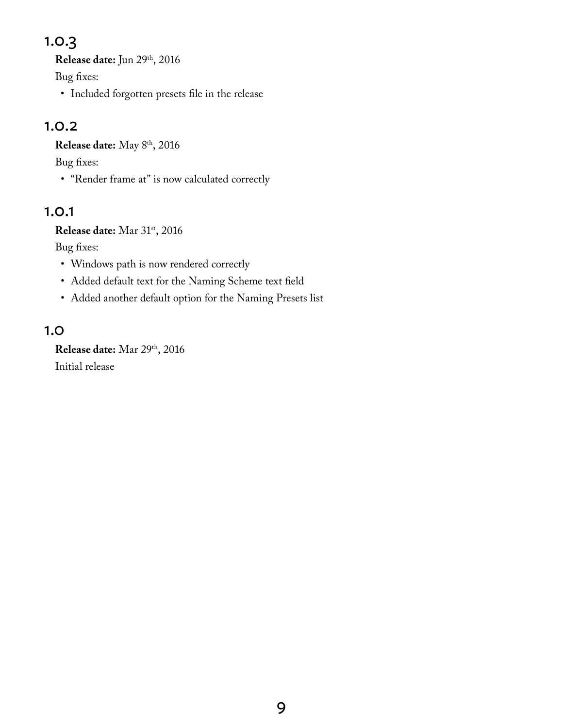## 1.0.3

**Release date:** Jun 29th, 2016

Bug fixes:

- Included forgotten presets file in the release

## 1.0.2

**Release date:** May 8th, 2016

Bug fixes:

- "Render frame at" is now calculated correctly

## 1.0.1

**Release date:** Mar 31st, 2016

Bug fixes:

- Windows path is now rendered correctly
- Added default text for the Naming Scheme text field
- Added another default option for the Naming Presets list

## 1.0

**Release date:** Mar 29th, 2016

Initial release